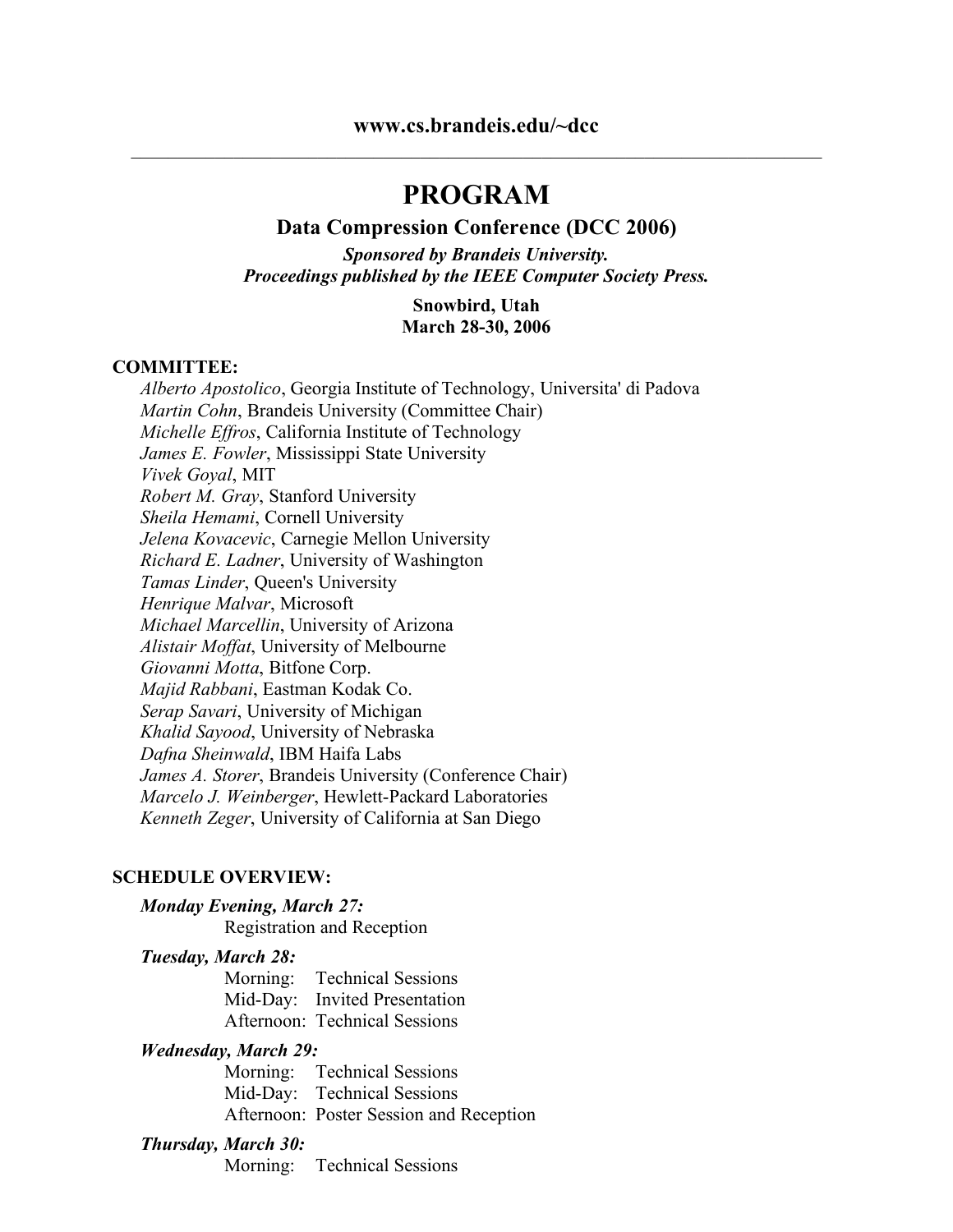**www.cs.brandeis.edu/~dcc**

---

# PROGRAM

## Data Compression Conference (DCC 2006)

***Sponsored by Brandeis University.***
***Proceedings published by the IEEE Computer Society Press.***

**Snowbird, Utah**
**March 28-30, 2006**

### COMMITTEE:

*Alberto Apostolico*, Georgia Institute of Technology, Universita' di Padova
*Martin Cohn*, Brandeis University (Committee Chair)
*Michelle Effros*, California Institute of Technology
*James E. Fowler*, Mississippi State University
*Vivek Goyal*, MIT
*Robert M. Gray*, Stanford University
*Sheila Hemami*, Cornell University
*Jelena Kovacevic*, Carnegie Mellon University
*Richard E. Ladner*, University of Washington
*Tamas Linder*, Queen's University
*Henrique Malvar*, Microsoft
*Michael Marcellin*, University of Arizona
*Alistair Moffat*, University of Melbourne
*Giovanni Motta*, Bitfone Corp.
*Majid Rabbani*, Eastman Kodak Co.
*Serap Savari*, University of Michigan
*Khalid Sayood*, University of Nebraska
*Dafna Sheinwald*, IBM Haifa Labs
*James A. Storer*, Brandeis University (Conference Chair)
*Marcelo J. Weinberger*, Hewlett-Packard Laboratories
*Kenneth Zeger*, University of California at San Diego

### SCHEDULE OVERVIEW:

***Monday Evening, March 27:***
Registration and Reception

***Tuesday, March 28:***
Morning: Technical Sessions
Mid-Day: Invited Presentation
Afternoon: Technical Sessions

***Wednesday, March 29:***
Morning: Technical Sessions
Mid-Day: Technical Sessions
Afternoon: Poster Session and Reception

***Thursday, March 30:***
Morning: Technical Sessions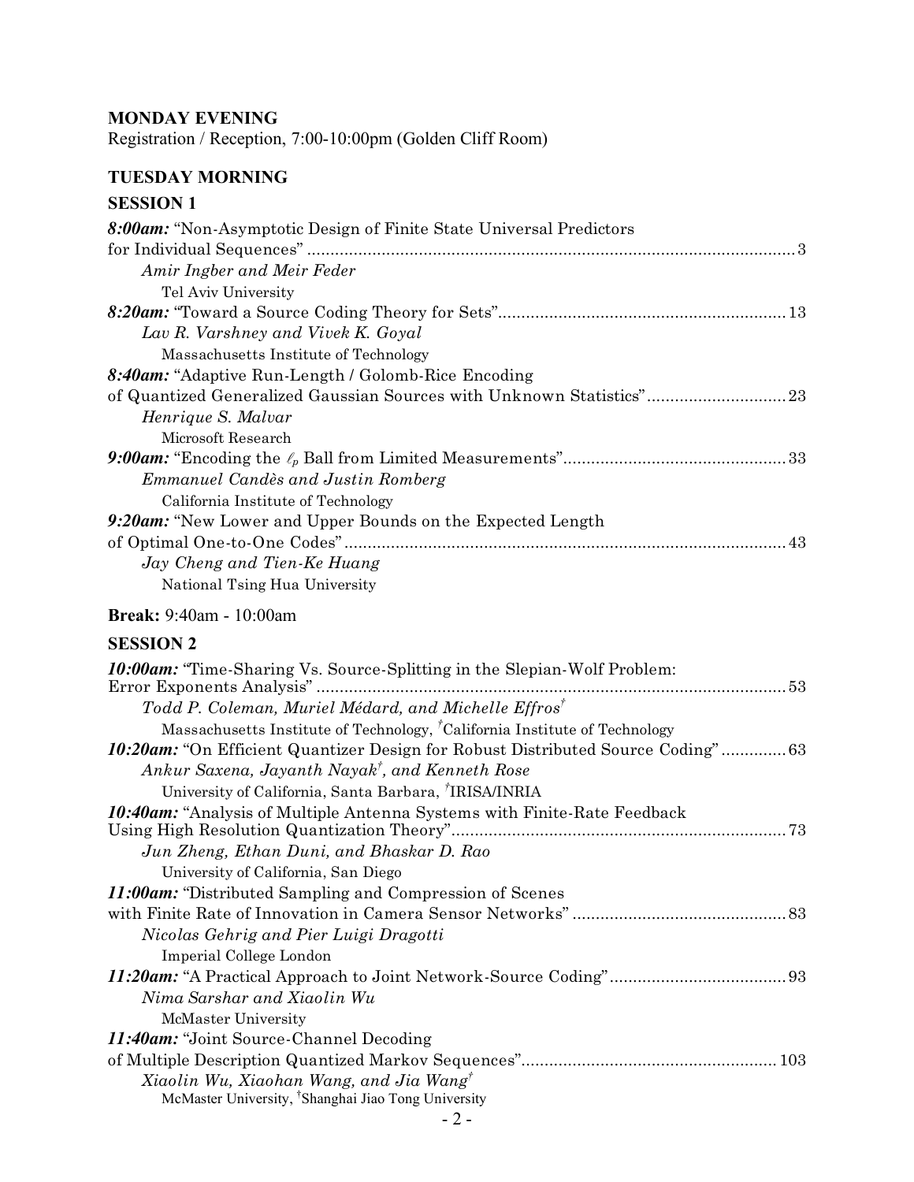**MONDAY EVENING**

Registration / Reception, 7:00-10:00pm (Golden Cliff Room)

**TUESDAY MORNING**

**SESSION 1**

***8:00am:*** "Non-Asymptotic Design of Finite State Universal Predictors for Individual Sequences" .......... 3

*Amir Ingber and Meir Feder*

Tel Aviv University

***8:20am:*** "Toward a Source Coding Theory for Sets" .......... 13

*Lav R. Varshney and Vivek K. Goyal*

Massachusetts Institute of Technology

***8:40am:*** "Adaptive Run-Length / Golomb-Rice Encoding of Quantized Generalized Gaussian Sources with Unknown Statistics" .......... 23

*Henrique S. Malvar*

Microsoft Research

***9:00am:*** "Encoding the $\ell_p$ Ball from Limited Measurements" .......... 33

*Emmanuel Candès and Justin Romberg*

California Institute of Technology

***9:20am:*** "New Lower and Upper Bounds on the Expected Length of Optimal One-to-One Codes" .......... 43

*Jay Cheng and Tien-Ke Huang*

National Tsing Hua University

**Break:** 9:40am - 10:00am

**SESSION 2**

***10:00am:*** "Time-Sharing Vs. Source-Splitting in the Slepian-Wolf Problem: Error Exponents Analysis" .......... 53

*Todd P. Coleman, Muriel Médard, and Michelle Effros*[†]

Massachusetts Institute of Technology, [†]California Institute of Technology

***10:20am:*** "On Efficient Quantizer Design for Robust Distributed Source Coding" .......... 63

*Ankur Saxena, Jayanth Nayak*[†]*, and Kenneth Rose*

University of California, Santa Barbara, [†]IRISA/INRIA

***10:40am:*** "Analysis of Multiple Antenna Systems with Finite-Rate Feedback Using High Resolution Quantization Theory" .......... 73

*Jun Zheng, Ethan Duni, and Bhaskar D. Rao*

University of California, San Diego

***11:00am:*** "Distributed Sampling and Compression of Scenes with Finite Rate of Innovation in Camera Sensor Networks" .......... 83

*Nicolas Gehrig and Pier Luigi Dragotti*

Imperial College London

***11:20am:*** "A Practical Approach to Joint Network-Source Coding" .......... 93

*Nima Sarshar and Xiaolin Wu*

McMaster University

***11:40am:*** "Joint Source-Channel Decoding of Multiple Description Quantized Markov Sequences" .......... 103

*Xiaolin Wu, Xiaohan Wang, and Jia Wang*[†]

McMaster University, [†]Shanghai Jiao Tong University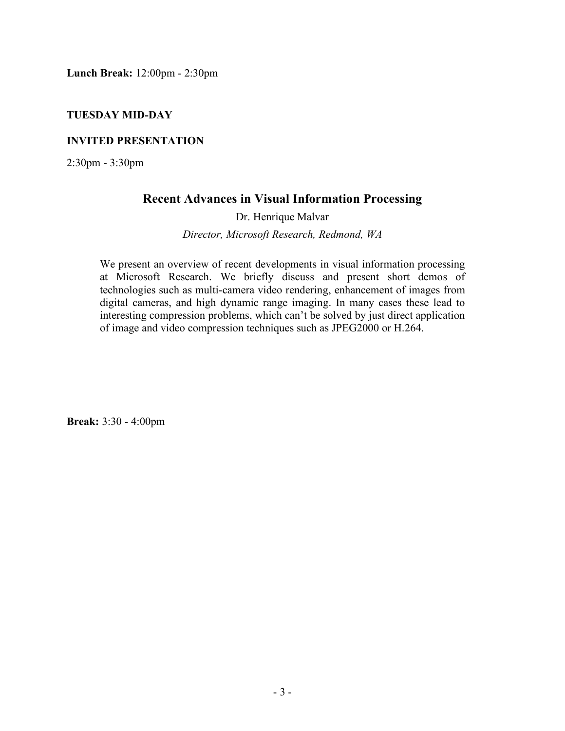**Lunch Break:** 12:00pm - 2:30pm

**TUESDAY MID-DAY**

**INVITED PRESENTATION**

2:30pm - 3:30pm

## Recent Advances in Visual Information Processing

Dr. Henrique Malvar

*Director, Microsoft Research, Redmond, WA*

We present an overview of recent developments in visual information processing at Microsoft Research. We briefly discuss and present short demos of technologies such as multi-camera video rendering, enhancement of images from digital cameras, and high dynamic range imaging. In many cases these lead to interesting compression problems, which can't be solved by just direct application of image and video compression techniques such as JPEG2000 or H.264.

**Break:** 3:30 - 4:00pm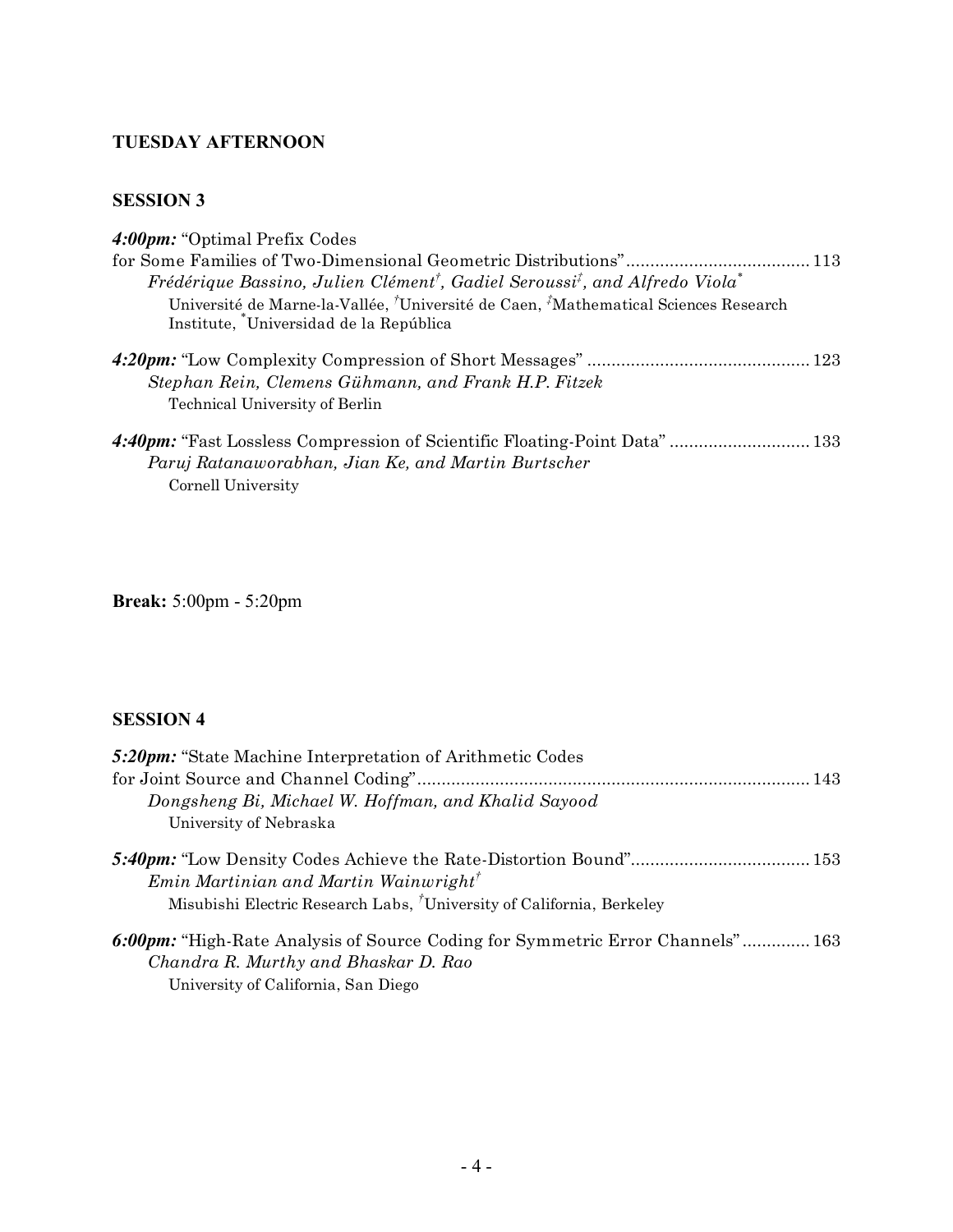## TUESDAY AFTERNOON

### SESSION 3

***4:00pm:*** "Optimal Prefix Codes for Some Families of Two-Dimensional Geometric Distributions" ...................................... 113
*Frédérique Bassino, Julien Clément[†], Gadiel Seroussi[‡], and Alfredo Viola[*]*
Université de Marne-la-Vallée, [†]Université de Caen, [‡]Mathematical Sciences Research Institute, [*]Universidad de la República

***4:20pm:*** "Low Complexity Compression of Short Messages" ............................................. 123
*Stephan Rein, Clemens Gühmann, and Frank H.P. Fitzek*
Technical University of Berlin

***4:40pm:*** "Fast Lossless Compression of Scientific Floating-Point Data" ............................ 133
*Paruj Ratanaworabhan, Jian Ke, and Martin Burtscher*
Cornell University

**Break:** 5:00pm - 5:20pm

### SESSION 4

***5:20pm:*** "State Machine Interpretation of Arithmetic Codes for Joint Source and Channel Coding" ................................................................................ 143
*Dongsheng Bi, Michael W. Hoffman, and Khalid Sayood*
University of Nebraska

***5:40pm:*** "Low Density Codes Achieve the Rate-Distortion Bound" .................................... 153
*Emin Martinian and Martin Wainwright[†]*
Misubishi Electric Research Labs, [†]University of California, Berkeley

***6:00pm:*** "High-Rate Analysis of Source Coding for Symmetric Error Channels" .............. 163
*Chandra R. Murthy and Bhaskar D. Rao*
University of California, San Diego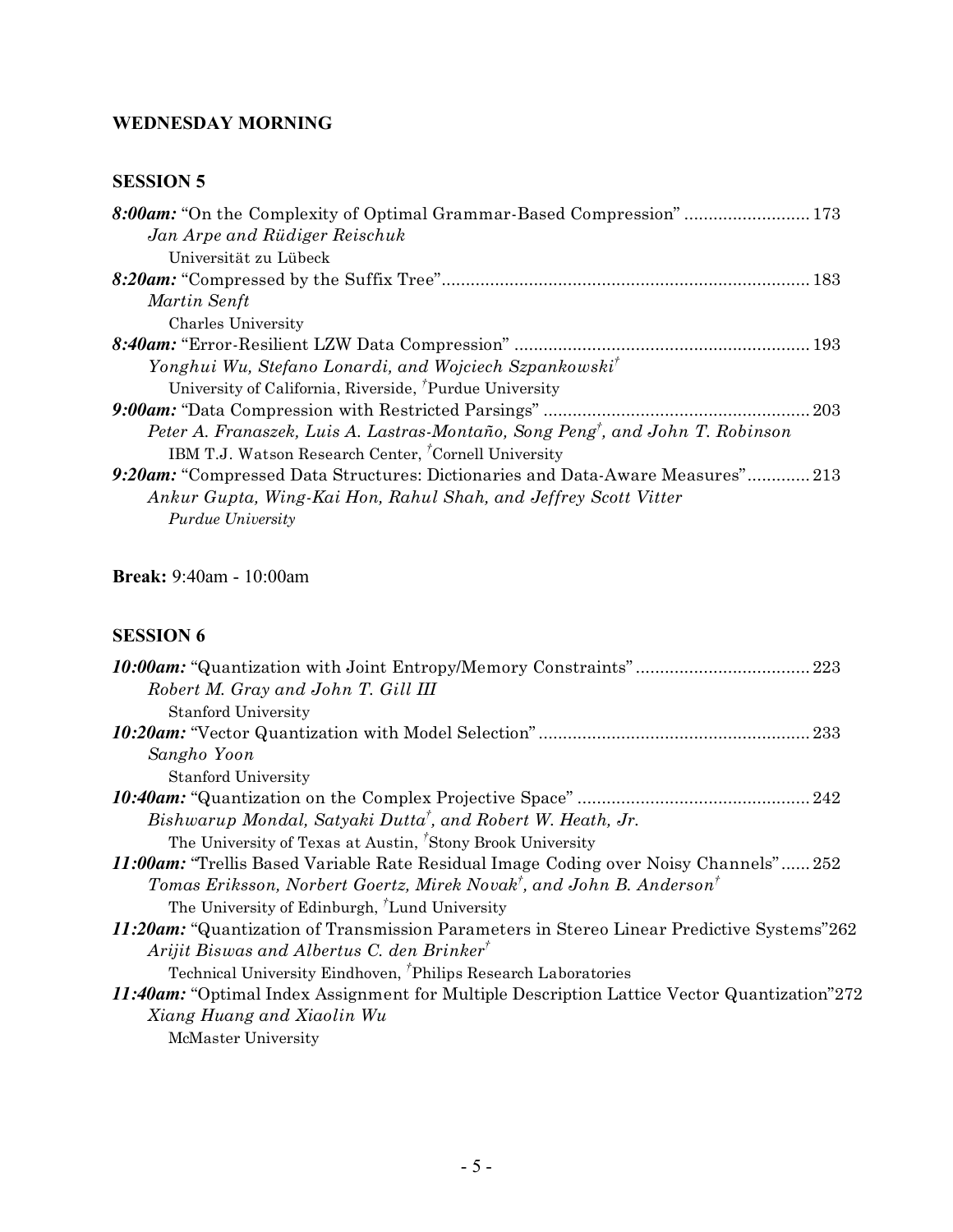### WEDNESDAY MORNING

#### SESSION 5

***8:00am:*** "On the Complexity of Optimal Grammar-Based Compression" .......................... 173
*Jan Arpe and Rüdiger Reischuk*
Universität zu Lübeck

***8:20am:*** "Compressed by the Suffix Tree" ........................................................................... 183
*Martin Senft*
Charles University

***8:40am:*** "Error-Resilient LZW Data Compression" ............................................................. 193
*Yonghui Wu, Stefano Lonardi, and Wojciech Szpankowski*[†]
University of California, Riverside, [†]Purdue University

***9:00am:*** "Data Compression with Restricted Parsings" ....................................................... 203
*Peter A. Franaszek, Luis A. Lastras-Montaño, Song Peng*[†]*, and John T. Robinson*
IBM T.J. Watson Research Center, [†]Cornell University

***9:20am:*** "Compressed Data Structures: Dictionaries and Data-Aware Measures" ............. 213
*Ankur Gupta, Wing-Kai Hon, Rahul Shah, and Jeffrey Scott Vitter*
*Purdue University*

**Break:** 9:40am - 10:00am

#### SESSION 6

***10:00am:*** "Quantization with Joint Entropy/Memory Constraints" .................................... 223
*Robert M. Gray and John T. Gill III*
Stanford University

***10:20am:*** "Vector Quantization with Model Selection" ........................................................ 233
*Sangho Yoon*
Stanford University

***10:40am:*** "Quantization on the Complex Projective Space" ................................................ 242
*Bishwarup Mondal, Satyaki Dutta*[†]*, and Robert W. Heath, Jr.*
The University of Texas at Austin, [†]Stony Brook University

***11:00am:*** "Trellis Based Variable Rate Residual Image Coding over Noisy Channels" ...... 252
*Tomas Eriksson, Norbert Goertz, Mirek Novak*[†]*, and John B. Anderson*[†]
The University of Edinburgh, [†]Lund University

***11:20am:*** "Quantization of Transmission Parameters in Stereo Linear Predictive Systems" 262
*Arijit Biswas and Albertus C. den Brinker*[†]
Technical University Eindhoven, [†]Philips Research Laboratories

***11:40am:*** "Optimal Index Assignment for Multiple Description Lattice Vector Quantization" 272
*Xiang Huang and Xiaolin Wu*
McMaster University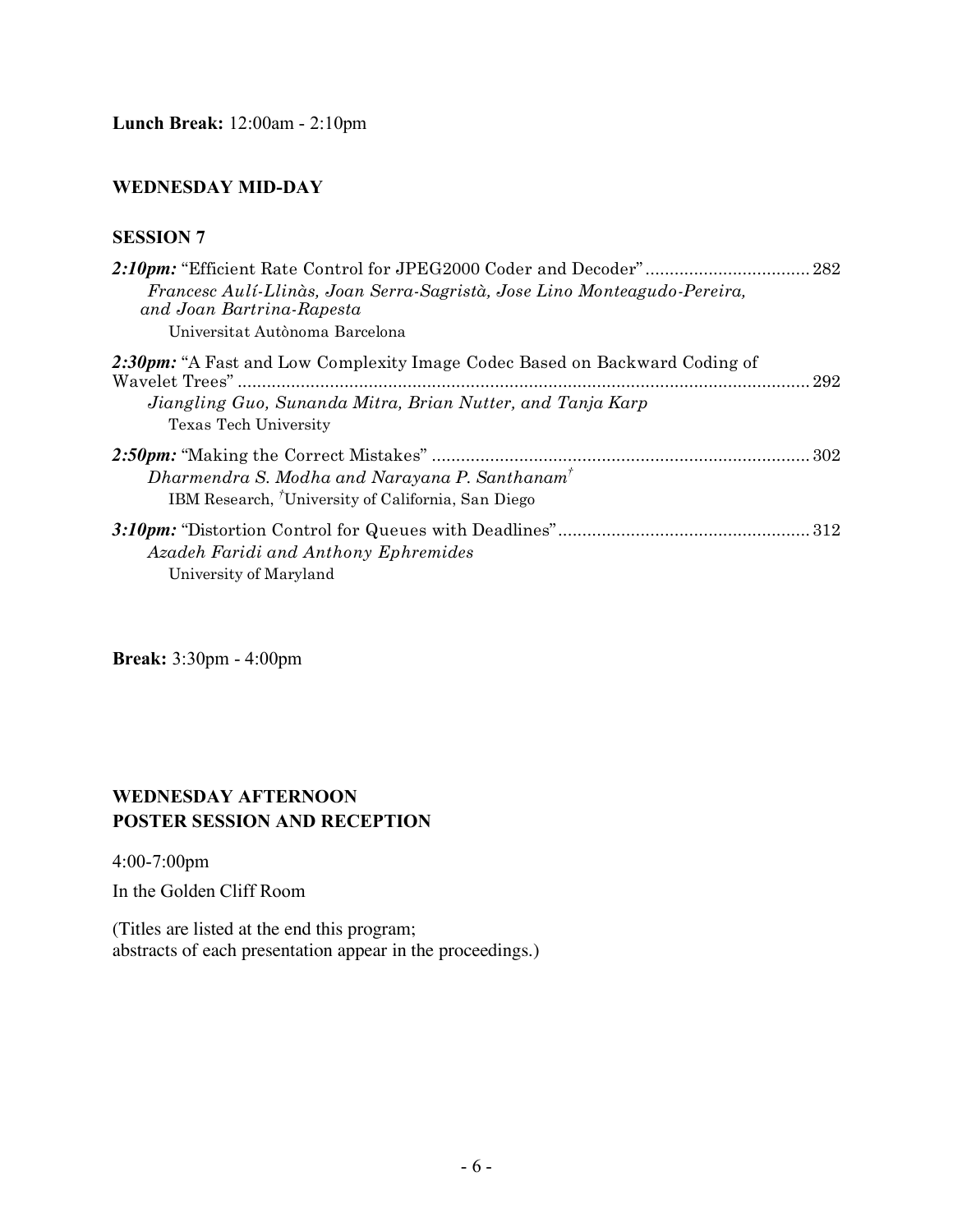**Lunch Break:** 12:00am - 2:10pm

## WEDNESDAY MID-DAY

### SESSION 7

***2:10pm:*** "Efficient Rate Control for JPEG2000 Coder and Decoder" .................................. 282
*Francesc Aulí-Llinàs, Joan Serra-Sagristà, Jose Lino Monteagudo-Pereira, and Joan Bartrina-Rapesta*
Universitat Autònoma Barcelona

***2:30pm:*** "A Fast and Low Complexity Image Codec Based on Backward Coding of Wavelet Trees" .................................. 292
*Jiangling Guo, Sunanda Mitra, Brian Nutter, and Tanja Karp*
Texas Tech University

***2:50pm:*** "Making the Correct Mistakes" .................................. 302
*Dharmendra S. Modha and Narayana P. Santhanam*[†]
IBM Research, [†]University of California, San Diego

***3:10pm:*** "Distortion Control for Queues with Deadlines" .................................. 312
*Azadeh Faridi and Anthony Ephremides*
University of Maryland

**Break:** 3:30pm - 4:00pm

## WEDNESDAY AFTERNOON
## POSTER SESSION AND RECEPTION

4:00-7:00pm

In the Golden Cliff Room

(Titles are listed at the end this program;
abstracts of each presentation appear in the proceedings.)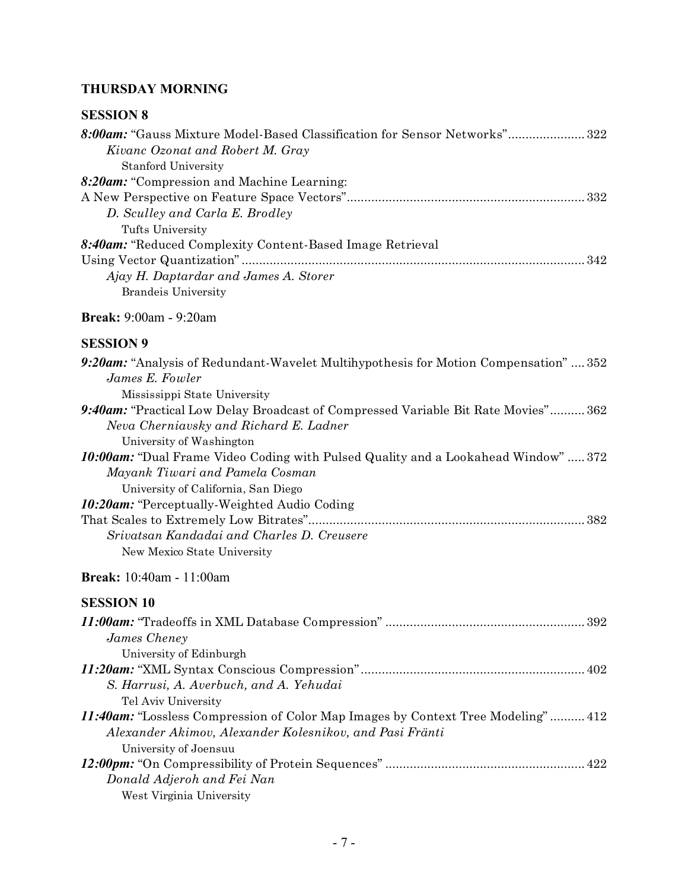## THURSDAY MORNING

### SESSION 8

***8:00am:*** "Gauss Mixture Model-Based Classification for Sensor Networks"...................... 322
*Kivanc Ozonat and Robert M. Gray*
Stanford University

***8:20am:*** "Compression and Machine Learning:
A New Perspective on Feature Space Vectors"................................................................... 332
*D. Sculley and Carla E. Brodley*
Tufts University

***8:40am:*** "Reduced Complexity Content-Based Image Retrieval
Using Vector Quantization" ................................................................................................ 342
*Ajay H. Daptardar and James A. Storer*
Brandeis University

**Break:** 9:00am - 9:20am

### SESSION 9

***9:20am:*** "Analysis of Redundant-Wavelet Multihypothesis for Motion Compensation" .... 352
*James E. Fowler*
Mississippi State University

***9:40am:*** "Practical Low Delay Broadcast of Compressed Variable Bit Rate Movies".......... 362
*Neva Cherniavsky and Richard E. Ladner*
University of Washington

***10:00am:*** "Dual Frame Video Coding with Pulsed Quality and a Lookahead Window" ..... 372
*Mayank Tiwari and Pamela Cosman*
University of California, San Diego

***10:20am:*** "Perceptually-Weighted Audio Coding
That Scales to Extremely Low Bitrates"............................................................................. 382
*Srivatsan Kandadai and Charles D. Creusere*
New Mexico State University

**Break:** 10:40am - 11:00am

### SESSION 10

***11:00am:*** "Tradeoffs in XML Database Compression" ........................................................ 392
*James Cheney*
University of Edinburgh

***11:20am:*** "XML Syntax Conscious Compression"............................................................... 402
*S. Harrusi, A. Averbuch, and A. Yehudai*
Tel Aviv University

***11:40am:*** "Lossless Compression of Color Map Images by Context Tree Modeling" .......... 412
*Alexander Akimov, Alexander Kolesnikov, and Pasi Fränti*
University of Joensuu

***12:00pm:*** "On Compressibility of Protein Sequences" ........................................................ 422
*Donald Adjeroh and Fei Nan*
West Virginia University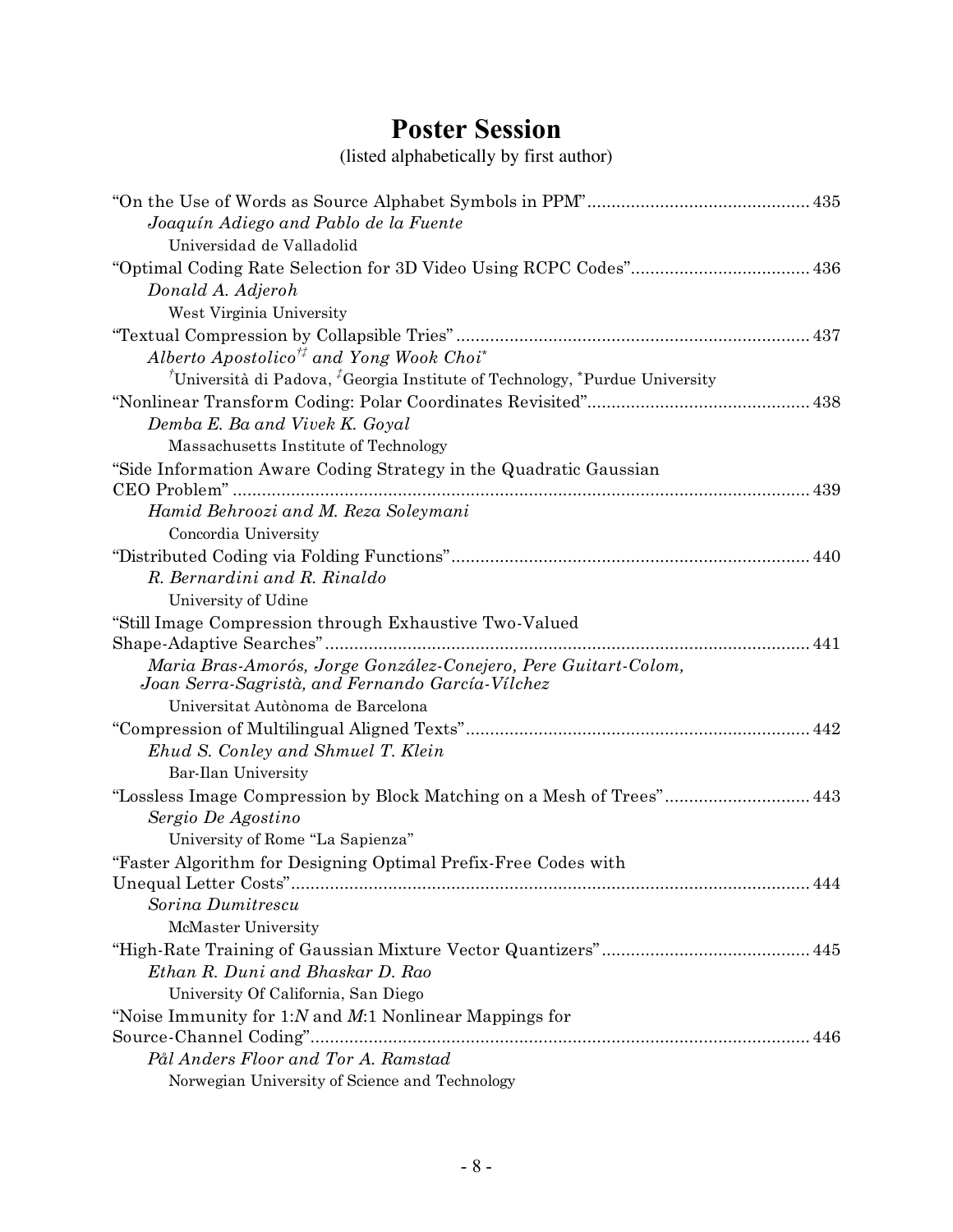# Poster Session

(listed alphabetically by first author)

"On the Use of Words as Source Alphabet Symbols in PPM" ............................................. 435
*Joaquín Adiego and Pablo de la Fuente*
Universidad de Valladolid

"Optimal Coding Rate Selection for 3D Video Using RCPC Codes" ..................................... 436
*Donald A. Adjeroh*
West Virginia University

"Textual Compression by Collapsible Tries" ......................................................................... 437
*Alberto Apostolico[†‡] and Yong Wook Choi[*]*
[†]Università di Padova, [‡]Georgia Institute of Technology, [*]Purdue University

"Nonlinear Transform Coding: Polar Coordinates Revisited" .............................................. 438
*Demba E. Ba and Vivek K. Goyal*
Massachusetts Institute of Technology

"Side Information Aware Coding Strategy in the Quadratic Gaussian CEO Problem" ........................................................................................................................ 439
*Hamid Behroozi and M. Reza Soleymani*
Concordia University

"Distributed Coding via Folding Functions" ......................................................................... 440
*R. Bernardini and R. Rinaldo*
University of Udine

"Still Image Compression through Exhaustive Two-Valued Shape-Adaptive Searches" ........................................................................................................... 441
*Maria Bras-Amorós, Jorge González-Conejero, Pere Guitart-Colom, Joan Serra-Sagristà, and Fernando García-Vílchez*
Universitat Autònoma de Barcelona

"Compression of Multilingual Aligned Texts" ....................................................................... 442
*Ehud S. Conley and Shmuel T. Klein*
Bar-Ilan University

"Lossless Image Compression by Block Matching on a Mesh of Trees" .............................. 443
*Sergio De Agostino*
University of Rome "La Sapienza"

"Faster Algorithm for Designing Optimal Prefix-Free Codes with Unequal Letter Costs" ........................................................................................................... 444
*Sorina Dumitrescu*
McMaster University

"High-Rate Training of Gaussian Mixture Vector Quantizers" ........................................... 445
*Ethan R. Duni and Bhaskar D. Rao*
University Of California, San Diego

"Noise Immunity for 1:*N* and *M*:1 Nonlinear Mappings for Source-Channel Coding" ...................................................................................................... 446
*Pål Anders Floor and Tor A. Ramstad*
Norwegian University of Science and Technology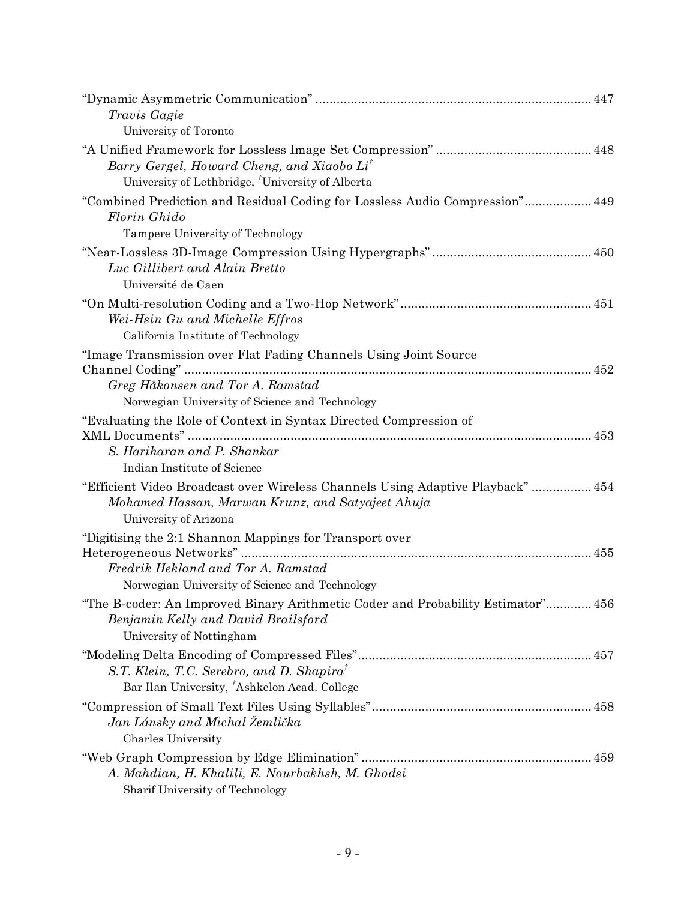"Dynamic Asymmetric Communication" ............................................................................ 447
*Travis Gagie*
University of Toronto

"A Unified Framework for Lossless Image Set Compression" ............................................ 448
*Barry Gergel, Howard Cheng, and Xiaobo Li*[†]
University of Lethbridge, [†]University of Alberta

"Combined Prediction and Residual Coding for Lossless Audio Compression".................. 449
*Florin Ghido*
Tampere University of Technology

"Near-Lossless 3D-Image Compression Using Hypergraphs" ............................................. 450
*Luc Gillibert and Alain Bretto*
Université de Caen

"On Multi-resolution Coding and a Two-Hop Network" ...................................................... 451
*Wei-Hsin Gu and Michelle Effros*
California Institute of Technology

"Image Transmission over Flat Fading Channels Using Joint Source Channel Coding" ................................................................................................................... 452
*Greg Håkonsen and Tor A. Ramstad*
Norwegian University of Science and Technology

"Evaluating the Role of Context in Syntax Directed Compression of XML Documents" .................................................................................................................. 453
*S. Hariharan and P. Shankar*
Indian Institute of Science

"Efficient Video Broadcast over Wireless Channels Using Adaptive Playback" ................. 454
*Mohamed Hassan, Marwan Krunz, and Satyajeet Ahuja*
University of Arizona

"Digitising the 2:1 Shannon Mappings for Transport over Heterogeneous Networks" ................................................................................................... 455
*Fredrik Hekland and Tor A. Ramstad*
Norwegian University of Science and Technology

"The B-coder: An Improved Binary Arithmetic Coder and Probability Estimator"............. 456
*Benjamin Kelly and David Brailsford*
University of Nottingham

"Modeling Delta Encoding of Compressed Files"................................................................. 457
*S.T. Klein, T.C. Serebro, and D. Shapira*[†]
Bar Ilan University, [†]Ashkelon Acad. College

"Compression of Small Text Files Using Syllables"............................................................. 458
*Jan Lánsky and Michal Žemlička*
Charles University

"Web Graph Compression by Edge Elimination" ................................................................ 459
*A. Mahdian, H. Khalili, E. Nourbakhsh, M. Ghodsi*
Sharif University of Technology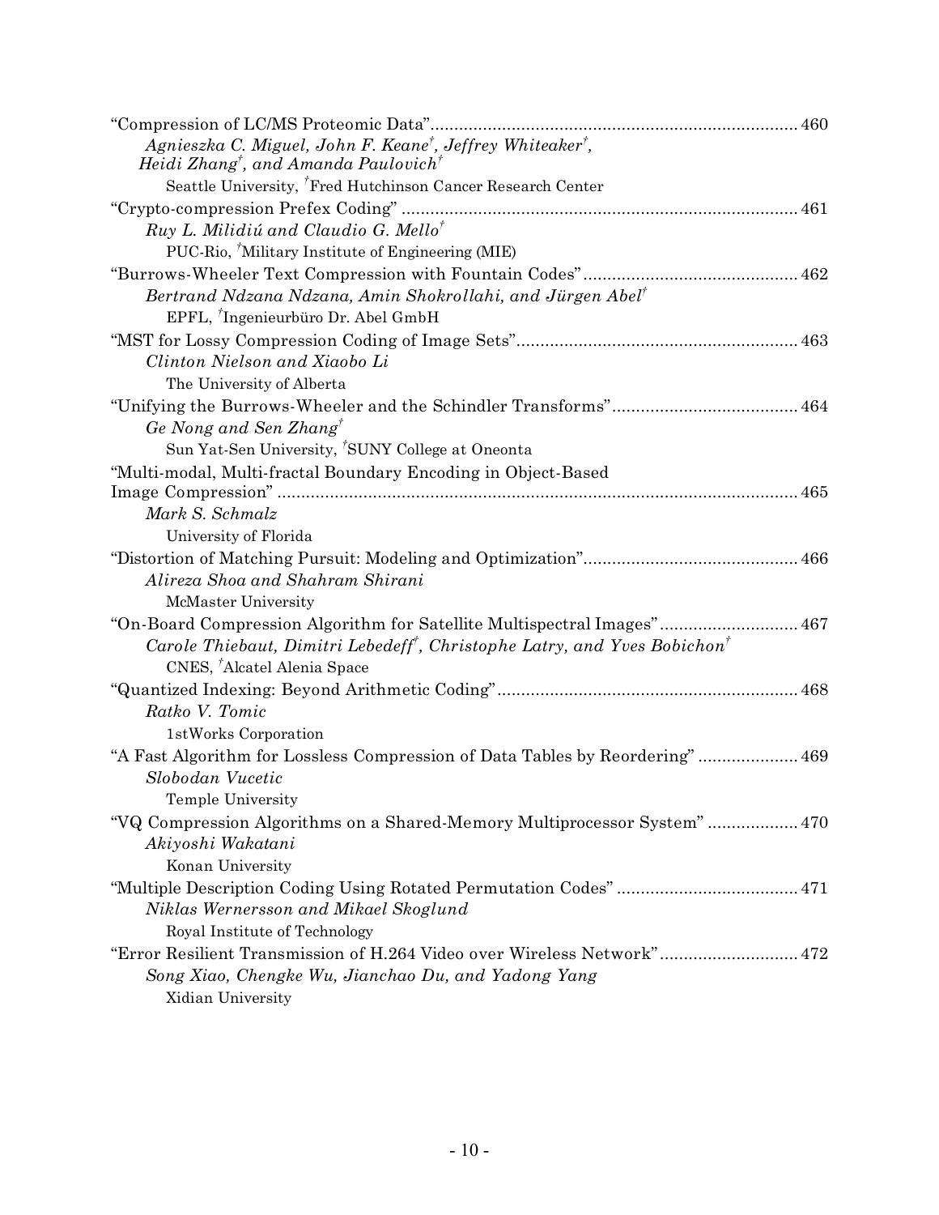"Compression of LC/MS Proteomic Data" ........................................................................ 460
*Agnieszka C. Miguel, John F. Keane*[†]*, Jeffrey Whiteaker*[†]*, Heidi Zhang*[†]*, and Amanda Paulovich*[†]
Seattle University, [†]Fred Hutchinson Cancer Research Center

"Crypto-compression Prefex Coding" ........................................................................ 461
*Ruy L. Milidiú and Claudio G. Mello*[†]
PUC-Rio, [†]Military Institute of Engineering (MIE)

"Burrows-Wheeler Text Compression with Fountain Codes" ........................................ 462
*Bertrand Ndzana Ndzana, Amin Shokrollahi, and Jürgen Abel*[†]
EPFL, [†]Ingenieurbüro Dr. Abel GmbH

"MST for Lossy Compression Coding of Image Sets" ........................................................ 463
*Clinton Nielson and Xiaobo Li*
The University of Alberta

"Unifying the Burrows-Wheeler and the Schindler Transforms" ........................................ 464
*Ge Nong and Sen Zhang*[†]
Sun Yat-Sen University, [†]SUNY College at Oneonta

"Multi-modal, Multi-fractal Boundary Encoding in Object-Based Image Compression" ........................................................................ 465
*Mark S. Schmalz*
University of Florida

"Distortion of Matching Pursuit: Modeling and Optimization" ........................................ 466
*Alireza Shoa and Shahram Shirani*
McMaster University

"On-Board Compression Algorithm for Satellite Multispectral Images" ........................ 467
*Carole Thiebaut, Dimitri Lebedeff*[†]*, Christophe Latry, and Yves Bobichon*[†]
CNES, [†]Alcatel Alenia Space

"Quantized Indexing: Beyond Arithmetic Coding" ........................................................ 468
*Ratko V. Tomic*
1stWorks Corporation

"A Fast Algorithm for Lossless Compression of Data Tables by Reordering" .................... 469
*Slobodan Vucetic*
Temple University

"VQ Compression Algorithms on a Shared-Memory Multiprocessor System" .................. 470
*Akiyoshi Wakatani*
Konan University

"Multiple Description Coding Using Rotated Permutation Codes" .................................. 471
*Niklas Wernersson and Mikael Skoglund*
Royal Institute of Technology

"Error Resilient Transmission of H.264 Video over Wireless Network" ............................ 472
*Song Xiao, Chengke Wu, Jianchao Du, and Yadong Yang*
Xidian University